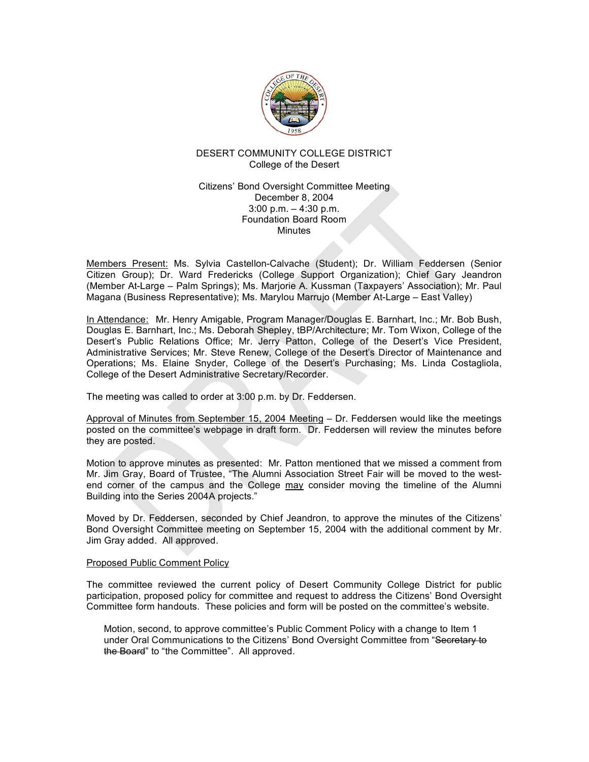DESERT COMMUNITY COLLEGE DISTRICT
College of the Desert

Citizens' Bond Oversight Committee Meeting
December 8, 2004
3:00 p.m. – 4:30 p.m.
Foundation Board Room
Minutes

Members Present: Ms. Sylvia Castellon-Calvache (Student); Dr. William Feddersen (Senior Citizen Group); Dr. Ward Fredericks (College Support Organization); Chief Gary Jeandron (Member At-Large – Palm Springs); Ms. Marjorie A. Kussman (Taxpayers' Association); Mr. Paul Magana (Business Representative); Ms. Marylou Marrujo (Member At-Large – East Valley)

In Attendance: Mr. Henry Amigable, Program Manager/Douglas E. Barnhart, Inc.; Mr. Bob Bush, Douglas E. Barnhart, Inc.; Ms. Deborah Shepley, tBP/Architecture; Mr. Tom Wixon, College of the Desert's Public Relations Office; Mr. Jerry Patton, College of the Desert's Vice President, Administrative Services; Mr. Steve Renew, College of the Desert's Director of Maintenance and Operations; Ms. Elaine Snyder, College of the Desert's Purchasing; Ms. Linda Costagliola, College of the Desert Administrative Secretary/Recorder.

The meeting was called to order at 3:00 p.m. by Dr. Feddersen.

Approval of Minutes from September 15, 2004 Meeting – Dr. Feddersen would like the meetings posted on the committee's webpage in draft form. Dr. Feddersen will review the minutes before they are posted.

Motion to approve minutes as presented: Mr. Patton mentioned that we missed a comment from Mr. Jim Gray, Board of Trustee, "The Alumni Association Street Fair will be moved to the west-end corner of the campus and the College may consider moving the timeline of the Alumni Building into the Series 2004A projects."

Moved by Dr. Feddersen, seconded by Chief Jeandron, to approve the minutes of the Citizens' Bond Oversight Committee meeting on September 15, 2004 with the additional comment by Mr. Jim Gray added. All approved.

Proposed Public Comment Policy

The committee reviewed the current policy of Desert Community College District for public participation, proposed policy for committee and request to address the Citizens' Bond Oversight Committee form handouts. These policies and form will be posted on the committee's website.

> Motion, second, to approve committee's Public Comment Policy with a change to Item 1 under Oral Communications to the Citizens' Bond Oversight Committee from "~~Secretary to the Board~~" to "the Committee". All approved.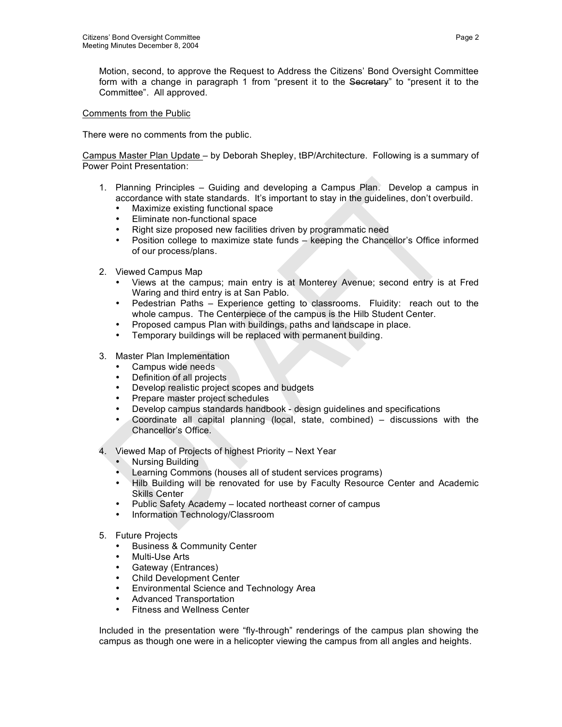Motion, second, to approve the Request to Address the Citizens' Bond Oversight Committee form with a change in paragraph 1 from "present it to the ~~Secretary~~" to "present it to the Committee". All approved.

<u>Comments from the Public</u>

There were no comments from the public.

<u>Campus Master Plan Update</u> – by Deborah Shepley, tBP/Architecture. Following is a summary of Power Point Presentation:

1. Planning Principles – Guiding and developing a Campus Plan. Develop a campus in accordance with state standards. It's important to stay in the guidelines, don't overbuild.
   - Maximize existing functional space
   - Eliminate non-functional space
   - Right size proposed new facilities driven by programmatic need
   - Position college to maximize state funds – keeping the Chancellor's Office informed of our process/plans.

2. Viewed Campus Map
   - Views at the campus; main entry is at Monterey Avenue; second entry is at Fred Waring and third entry is at San Pablo.
   - Pedestrian Paths – Experience getting to classrooms. Fluidity: reach out to the whole campus. The Centerpiece of the campus is the Hilb Student Center.
   - Proposed campus Plan with buildings, paths and landscape in place.
   - Temporary buildings will be replaced with permanent building.

3. Master Plan Implementation
   - Campus wide needs
   - Definition of all projects
   - Develop realistic project scopes and budgets
   - Prepare master project schedules
   - Develop campus standards handbook - design guidelines and specifications
   - Coordinate all capital planning (local, state, combined) – discussions with the Chancellor's Office.

4. Viewed Map of Projects of highest Priority – Next Year
   - Nursing Building
   - Learning Commons (houses all of student services programs)
   - Hilb Building will be renovated for use by Faculty Resource Center and Academic Skills Center
   - Public Safety Academy – located northeast corner of campus
   - Information Technology/Classroom

5. Future Projects
   - Business & Community Center
   - Multi-Use Arts
   - Gateway (Entrances)
   - Child Development Center
   - Environmental Science and Technology Area
   - Advanced Transportation
   - Fitness and Wellness Center

Included in the presentation were "fly-through" renderings of the campus plan showing the campus as though one were in a helicopter viewing the campus from all angles and heights.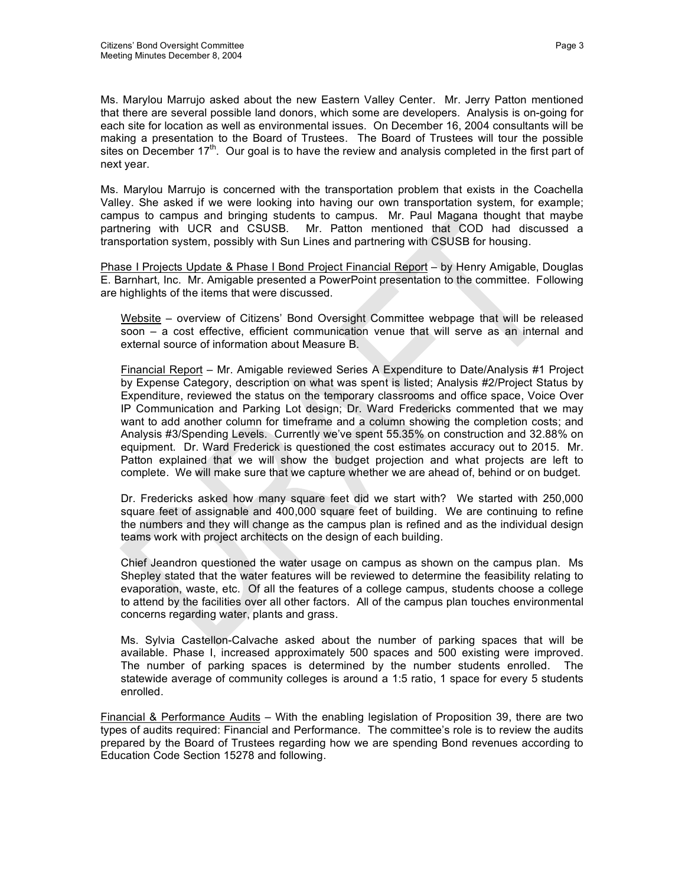Ms. Marylou Marrujo asked about the new Eastern Valley Center. Mr. Jerry Patton mentioned that there are several possible land donors, which some are developers. Analysis is on-going for each site for location as well as environmental issues. On December 16, 2004 consultants will be making a presentation to the Board of Trustees. The Board of Trustees will tour the possible sites on December 17th. Our goal is to have the review and analysis completed in the first part of next year.

Ms. Marylou Marrujo is concerned with the transportation problem that exists in the Coachella Valley. She asked if we were looking into having our own transportation system, for example; campus to campus and bringing students to campus. Mr. Paul Magana thought that maybe partnering with UCR and CSUSB. Mr. Patton mentioned that COD had discussed a transportation system, possibly with Sun Lines and partnering with CSUSB for housing.

Phase I Projects Update & Phase I Bond Project Financial Report – by Henry Amigable, Douglas E. Barnhart, Inc. Mr. Amigable presented a PowerPoint presentation to the committee. Following are highlights of the items that were discussed.

Website – overview of Citizens' Bond Oversight Committee webpage that will be released soon – a cost effective, efficient communication venue that will serve as an internal and external source of information about Measure B.

Financial Report – Mr. Amigable reviewed Series A Expenditure to Date/Analysis #1 Project by Expense Category, description on what was spent is listed; Analysis #2/Project Status by Expenditure, reviewed the status on the temporary classrooms and office space, Voice Over IP Communication and Parking Lot design; Dr. Ward Fredericks commented that we may want to add another column for timeframe and a column showing the completion costs; and Analysis #3/Spending Levels. Currently we've spent 55.35% on construction and 32.88% on equipment. Dr. Ward Frederick is questioned the cost estimates accuracy out to 2015. Mr. Patton explained that we will show the budget projection and what projects are left to complete. We will make sure that we capture whether we are ahead of, behind or on budget.

Dr. Fredericks asked how many square feet did we start with? We started with 250,000 square feet of assignable and 400,000 square feet of building. We are continuing to refine the numbers and they will change as the campus plan is refined and as the individual design teams work with project architects on the design of each building.

Chief Jeandron questioned the water usage on campus as shown on the campus plan. Ms Shepley stated that the water features will be reviewed to determine the feasibility relating to evaporation, waste, etc. Of all the features of a college campus, students choose a college to attend by the facilities over all other factors. All of the campus plan touches environmental concerns regarding water, plants and grass.

Ms. Sylvia Castellon-Calvache asked about the number of parking spaces that will be available. Phase I, increased approximately 500 spaces and 500 existing were improved. The number of parking spaces is determined by the number students enrolled. The statewide average of community colleges is around a 1:5 ratio, 1 space for every 5 students enrolled.

Financial & Performance Audits – With the enabling legislation of Proposition 39, there are two types of audits required: Financial and Performance. The committee's role is to review the audits prepared by the Board of Trustees regarding how we are spending Bond revenues according to Education Code Section 15278 and following.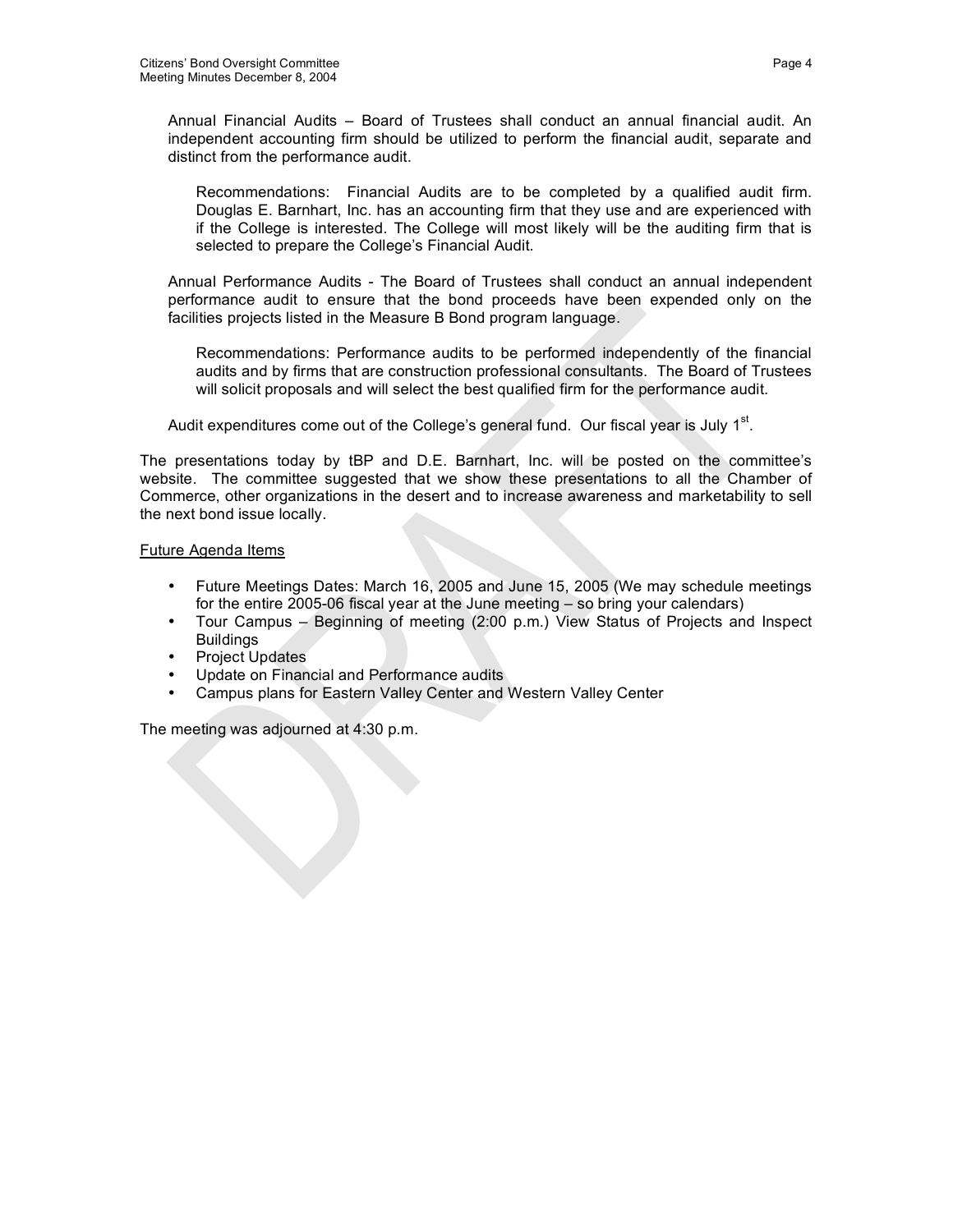Annual Financial Audits – Board of Trustees shall conduct an annual financial audit. An independent accounting firm should be utilized to perform the financial audit, separate and distinct from the performance audit.

> Recommendations: Financial Audits are to be completed by a qualified audit firm. Douglas E. Barnhart, Inc. has an accounting firm that they use and are experienced with if the College is interested. The College will most likely will be the auditing firm that is selected to prepare the College's Financial Audit.

Annual Performance Audits - The Board of Trustees shall conduct an annual independent performance audit to ensure that the bond proceeds have been expended only on the facilities projects listed in the Measure B Bond program language.

> Recommendations: Performance audits to be performed independently of the financial audits and by firms that are construction professional consultants. The Board of Trustees will solicit proposals and will select the best qualified firm for the performance audit.

Audit expenditures come out of the College's general fund. Our fiscal year is July 1st.

The presentations today by tBP and D.E. Barnhart, Inc. will be posted on the committee's website. The committee suggested that we show these presentations to all the Chamber of Commerce, other organizations in the desert and to increase awareness and marketability to sell the next bond issue locally.

<u>Future Agenda Items</u>

- Future Meetings Dates: March 16, 2005 and June 15, 2005 (We may schedule meetings for the entire 2005-06 fiscal year at the June meeting – so bring your calendars)
- Tour Campus – Beginning of meeting (2:00 p.m.) View Status of Projects and Inspect Buildings
- Project Updates
- Update on Financial and Performance audits
- Campus plans for Eastern Valley Center and Western Valley Center

The meeting was adjourned at 4:30 p.m.